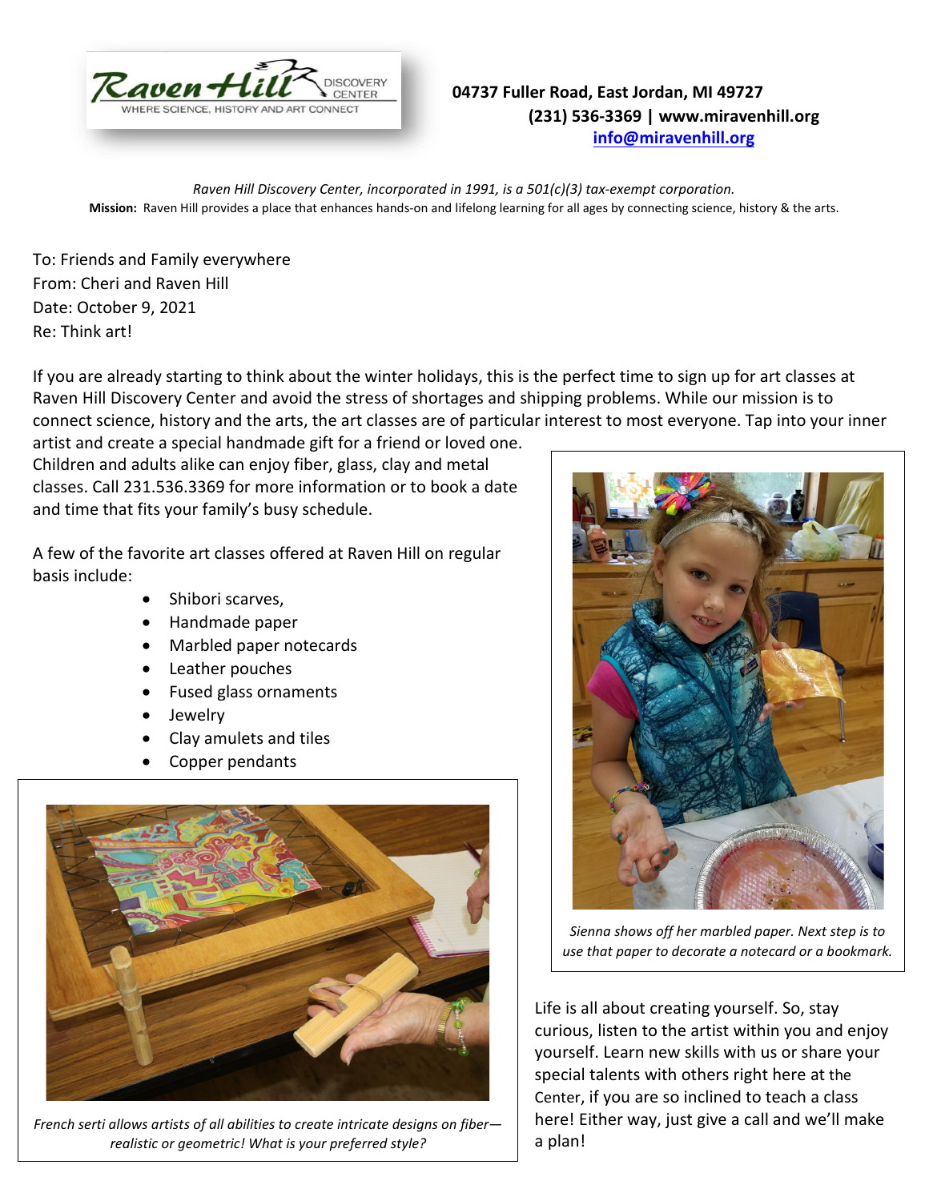Raven Hill Discovery Center — Where Science, History and Art Connect

**04737 Fuller Road, East Jordan, MI 49727**
**(231) 536-3369 | www.miravenhill.org**
**info@miravenhill.org**

*Raven Hill Discovery Center, incorporated in 1991, is a 501(c)(3) tax-exempt corporation.*
**Mission:** Raven Hill provides a place that enhances hands-on and lifelong learning for all ages by connecting science, history & the arts.

To: Friends and Family everywhere
From: Cheri and Raven Hill
Date: October 9, 2021
Re: Think art!

If you are already starting to think about the winter holidays, this is the perfect time to sign up for art classes at Raven Hill Discovery Center and avoid the stress of shortages and shipping problems. While our mission is to connect science, history and the arts, the art classes are of particular interest to most everyone. Tap into your inner artist and create a special handmade gift for a friend or loved one. Children and adults alike can enjoy fiber, glass, clay and metal classes. Call 231.536.3369 for more information or to book a date and time that fits your family's busy schedule.

A few of the favorite art classes offered at Raven Hill on regular basis include:

- Shibori scarves,
- Handmade paper
- Marbled paper notecards
- Leather pouches
- Fused glass ornaments
- Jewelry
- Clay amulets and tiles
- Copper pendants

*Sienna shows off her marbled paper. Next step is to use that paper to decorate a notecard or a bookmark.*

*French serti allows artists of all abilities to create intricate designs on fiber—realistic or geometric! What is your preferred style?*

Life is all about creating yourself. So, stay curious, listen to the artist within you and enjoy yourself. Learn new skills with us or share your special talents with others right here at the Center, if you are so inclined to teach a class here! Either way, just give a call and we'll make a plan!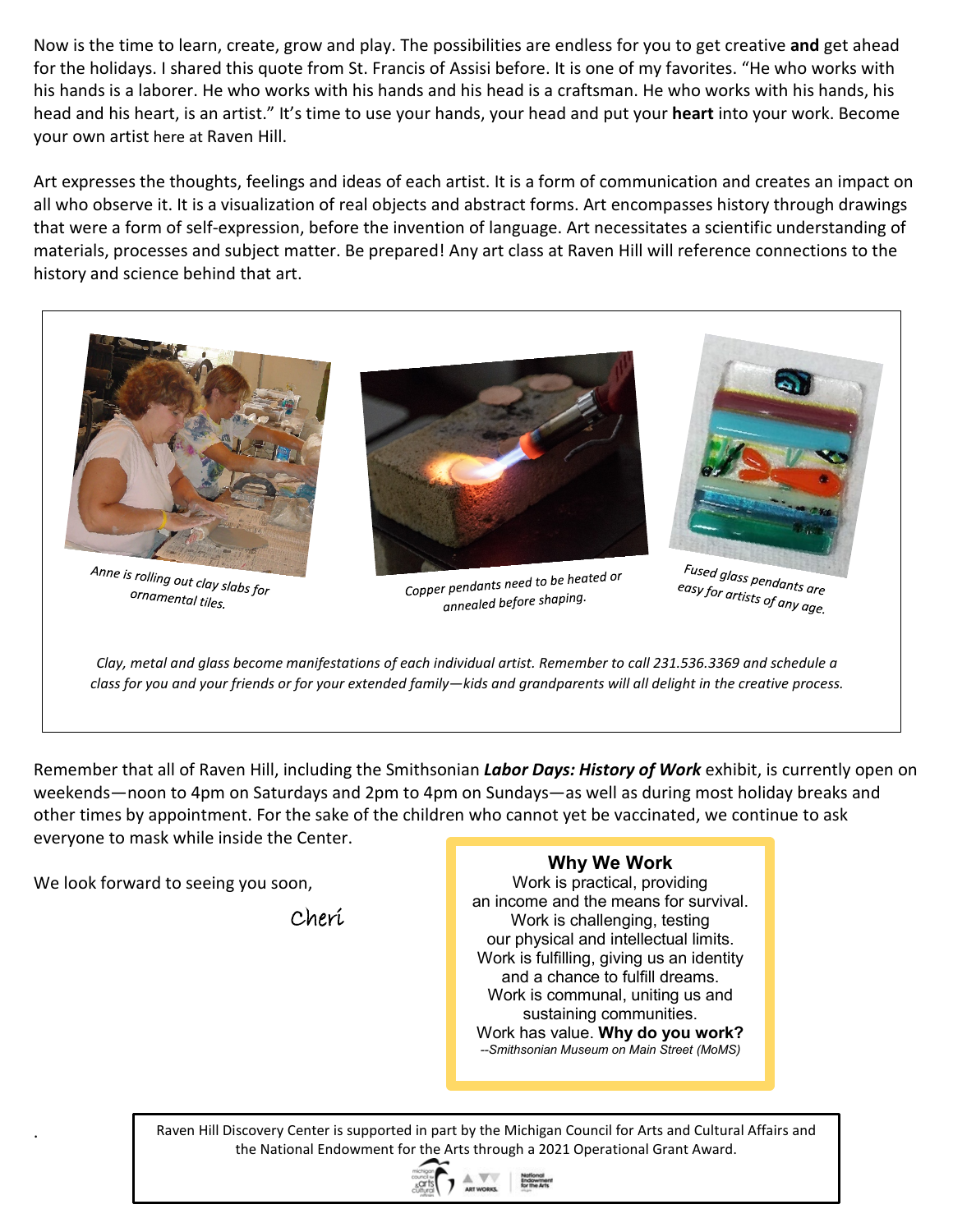Now is the time to learn, create, grow and play. The possibilities are endless for you to get creative **and** get ahead for the holidays. I shared this quote from St. Francis of Assisi before. It is one of my favorites. "He who works with his hands is a laborer. He who works with his hands and his head is a craftsman. He who works with his hands, his head and his heart, is an artist." It's time to use your hands, your head and put your **heart** into your work. Become your own artist here at Raven Hill.

Art expresses the thoughts, feelings and ideas of each artist. It is a form of communication and creates an impact on all who observe it. It is a visualization of real objects and abstract forms. Art encompasses history through drawings that were a form of self-expression, before the invention of language. Art necessitates a scientific understanding of materials, processes and subject matter. Be prepared! Any art class at Raven Hill will reference connections to the history and science behind that art.

*Anne is rolling out clay slabs for ornamental tiles.*

*Copper pendants need to be heated or annealed before shaping.*

*Fused glass pendants are easy for artists of any age.*

*Clay, metal and glass become manifestations of each individual artist. Remember to call 231.536.3369 and schedule a class for you and your friends or for your extended family—kids and grandparents will all delight in the creative process.*

Remember that all of Raven Hill, including the Smithsonian ***Labor Days: History of Work*** exhibit, is currently open on weekends—noon to 4pm on Saturdays and 2pm to 4pm on Sundays—as well as during most holiday breaks and other times by appointment. For the sake of the children who cannot yet be vaccinated, we continue to ask everyone to mask while inside the Center.

We look forward to seeing you soon,

Cheri

**Why We Work**

Work is practical, providing an income and the means for survival.
Work is challenging, testing our physical and intellectual limits.
Work is fulfilling, giving us an identity and a chance to fulfill dreams.
Work is communal, uniting us and sustaining communities.
Work has value. **Why do you work?**

*--Smithsonian Museum on Main Street (MoMS)*

Raven Hill Discovery Center is supported in part by the Michigan Council for Arts and Cultural Affairs and the National Endowment for the Arts through a 2021 Operational Grant Award.